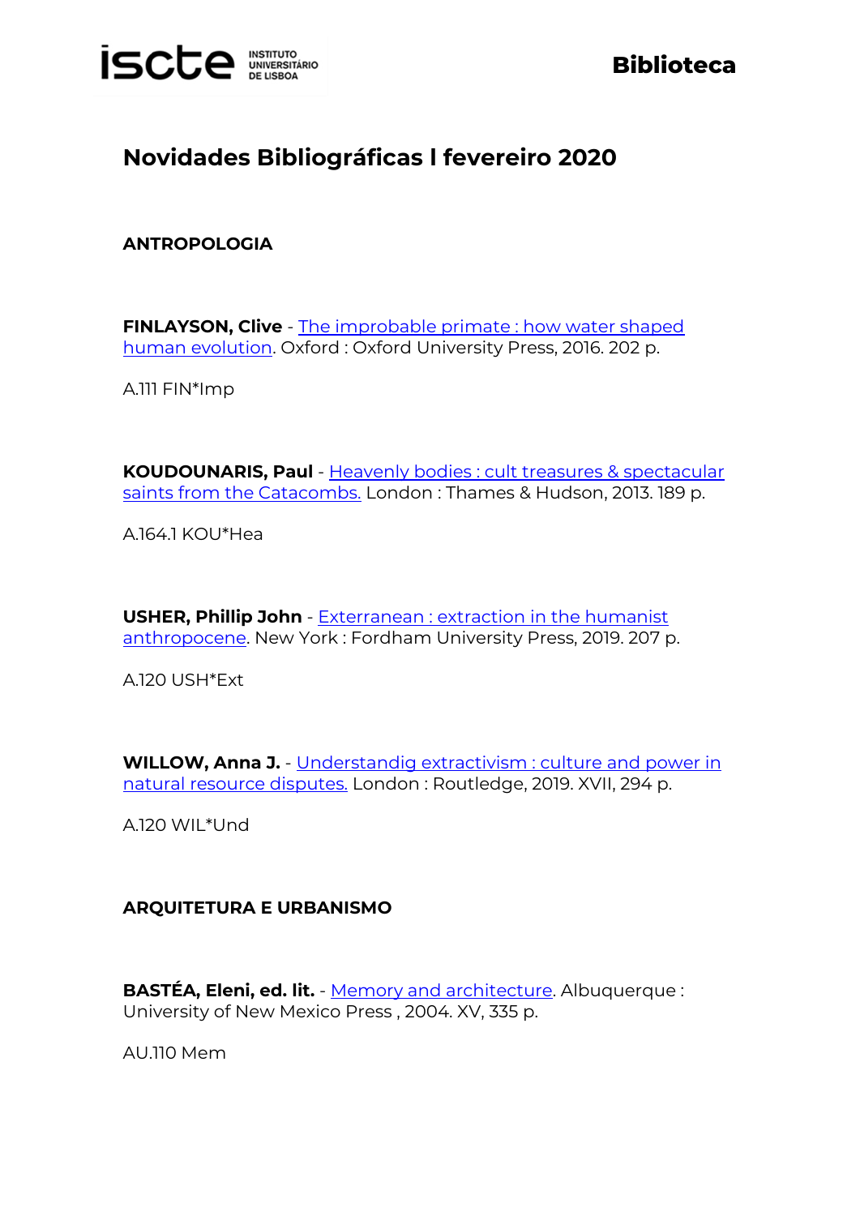# Novidades Bibliográficas l fevereiro 2020

## ANTROPOLOGIA

**FINLAYSON, Clive** - The improbable primate : how water shaped human evolution. Oxford : Oxford University Press, 2016. 202 p.

A.111 FIN*Imp

**KOUDOUNARIS, Paul** - Heavenly bodies : cult treasures & spectacular saints from the Catacombs. London : Thames & Hudson, 2013. 189 p.

A.164.1 KOU*Hea

**USHER, Phillip John** - Exterranean : extraction in the humanist anthropocene. New York : Fordham University Press, 2019. 207 p.

A.120 USH*Ext

**WILLOW, Anna J.** - Understandig extractivism : culture and power in natural resource disputes. London : Routledge, 2019. XVII, 294 p.

A.120 WIL*Und

## ARQUITETURA E URBANISMO

**BASTÉA, Eleni, ed. lit.** - Memory and architecture. Albuquerque : University of New Mexico Press , 2004. XV, 335 p.

AU.110 Mem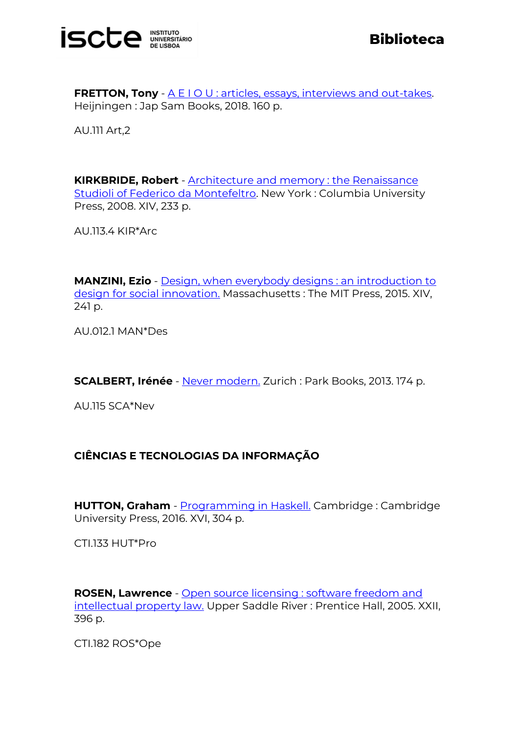**FRETTON, Tony** - A E I O U : articles, essays, interviews and out-takes. Heijningen : Jap Sam Books, 2018. 160 p.

AU.111 Art,2

**KIRKBRIDE, Robert** - Architecture and memory : the Renaissance Studioli of Federico da Montefeltro. New York : Columbia University Press, 2008. XIV, 233 p.

AU.113.4 KIR*Arc

**MANZINI, Ezio** - Design, when everybody designs : an introduction to design for social innovation. Massachusetts : The MIT Press, 2015. XIV, 241 p.

AU.012.1 MAN*Des

**SCALBERT, Irénée** - Never modern. Zurich : Park Books, 2013. 174 p.

AU.115 SCA*Nev

## CIÊNCIAS E TECNOLOGIAS DA INFORMAÇÃO

**HUTTON, Graham** - Programming in Haskell. Cambridge : Cambridge University Press, 2016. XVI, 304 p.

CTI.133 HUT*Pro

**ROSEN, Lawrence** - Open source licensing : software freedom and intellectual property law. Upper Saddle River : Prentice Hall, 2005. XXII, 396 p.

CTI.182 ROS*Ope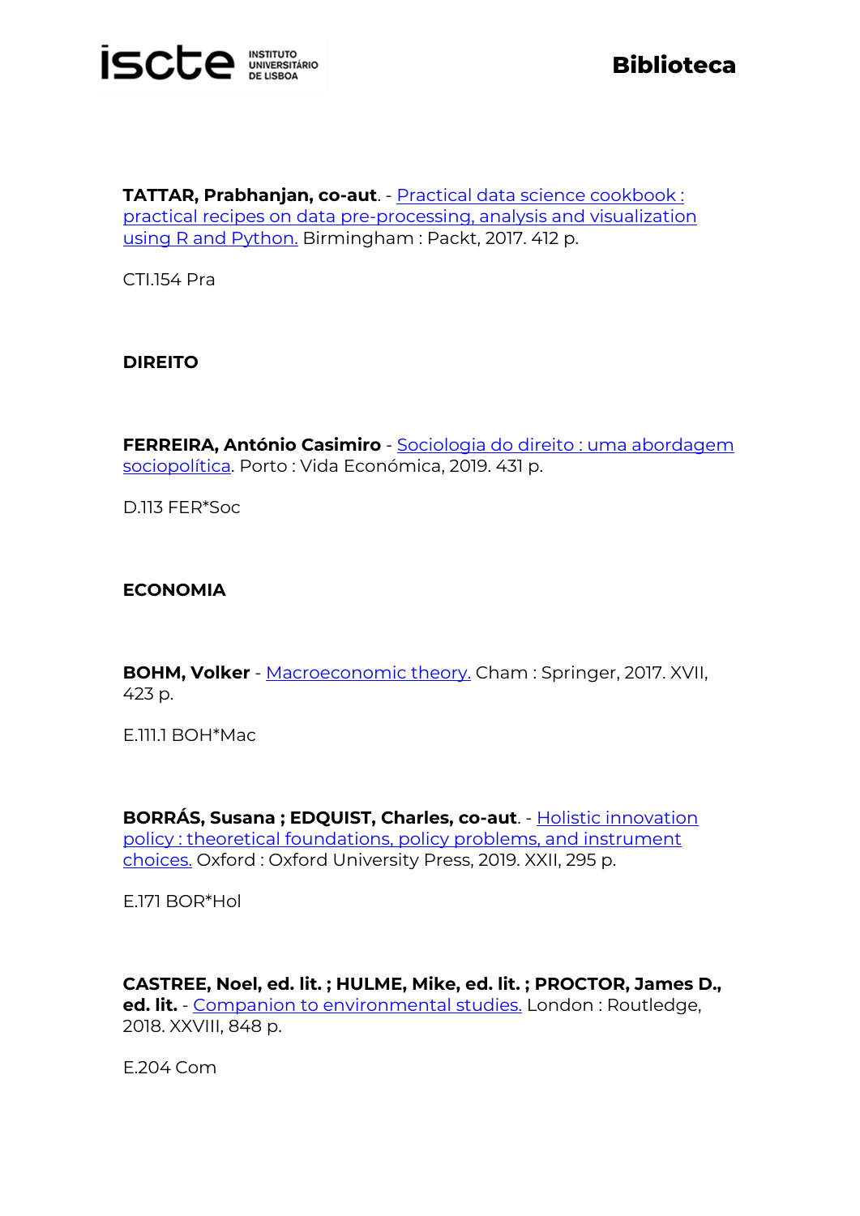**TATTAR, Prabhanjan, co-aut**. - Practical data science cookbook : practical recipes on data pre-processing, analysis and visualization using R and Python. Birmingham : Packt, 2017. 412 p.

CTI.154 Pra

## DIREITO

**FERREIRA, António Casimiro** - Sociologia do direito : uma abordagem sociopolítica. Porto : Vida Económica, 2019. 431 p.

D.113 FER*Soc

## ECONOMIA

**BOHM, Volker** - Macroeconomic theory. Cham : Springer, 2017. XVII, 423 p.

E.111.1 BOH*Mac

**BORRÁS, Susana ; EDQUIST, Charles, co-aut**. - Holistic innovation policy : theoretical foundations, policy problems, and instrument choices. Oxford : Oxford University Press, 2019. XXII, 295 p.

E.171 BOR*Hol

**CASTREE, Noel, ed. lit. ; HULME, Mike, ed. lit. ; PROCTOR, James D., ed. lit.** - Companion to environmental studies. London : Routledge, 2018. XXVIII, 848 p.

E.204 Com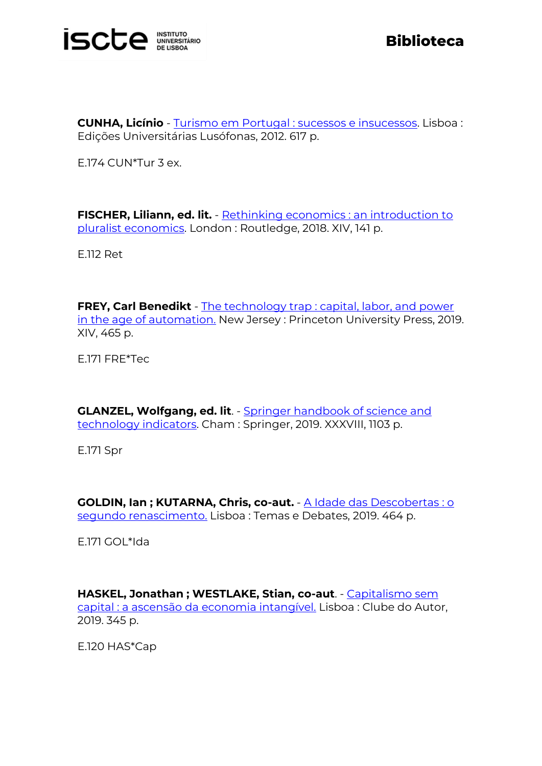**CUNHA, Licínio** - Turismo em Portugal : sucessos e insucessos. Lisboa : Edições Universitárias Lusófonas, 2012. 617 p.

E.174 CUN*Tur 3 ex.

**FISCHER, Liliann, ed. lit.** - Rethinking economics : an introduction to pluralist economics. London : Routledge, 2018. XIV, 141 p.

E.112 Ret

**FREY, Carl Benedikt** - The technology trap : capital, labor, and power in the age of automation. New Jersey : Princeton University Press, 2019. XIV, 465 p.

E.171 FRE*Tec

**GLANZEL, Wolfgang, ed. lit**. - Springer handbook of science and technology indicators. Cham : Springer, 2019. XXXVIII, 1103 p.

E.171 Spr

**GOLDIN, Ian ; KUTARNA, Chris, co-aut.** - A Idade das Descobertas : o segundo renascimento. Lisboa : Temas e Debates, 2019. 464 p.

E.171 GOL*Ida

**HASKEL, Jonathan ; WESTLAKE, Stian, co-aut**. - Capitalismo sem capital : a ascensão da economia intangível. Lisboa : Clube do Autor, 2019. 345 p.

E.120 HAS*Cap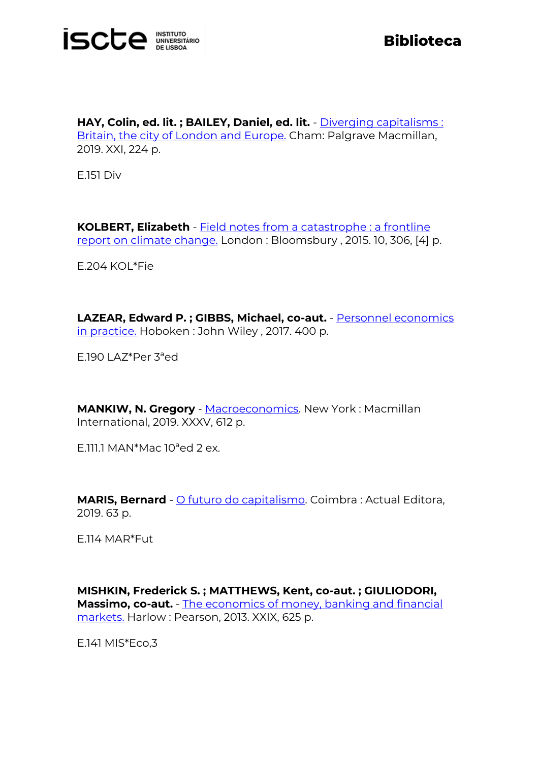**HAY, Colin, ed. lit. ; BAILEY, Daniel, ed. lit.** - Diverging capitalisms : Britain, the city of London and Europe. Cham: Palgrave Macmillan, 2019. XXI, 224 p.

E.151 Div

**KOLBERT, Elizabeth** - Field notes from a catastrophe : a frontline report on climate change. London : Bloomsbury , 2015. 10, 306, [4] p.

E.204 KOL*Fie

**LAZEAR, Edward P. ; GIBBS, Michael, co-aut.** - Personnel economics in practice. Hoboken : John Wiley , 2017. 400 p.

E.190 LAZ*Per 3ªed

**MANKIW, N. Gregory** - Macroeconomics. New York : Macmillan International, 2019. XXXV, 612 p.

E.111.1 MAN*Mac 10ªed 2 ex.

**MARIS, Bernard** - O futuro do capitalismo. Coimbra : Actual Editora, 2019. 63 p.

E.114 MAR*Fut

**MISHKIN, Frederick S. ; MATTHEWS, Kent, co-aut. ; GIULIODORI, Massimo, co-aut.** - The economics of money, banking and financial markets. Harlow : Pearson, 2013. XXIX, 625 p.

E.141 MIS*Eco,3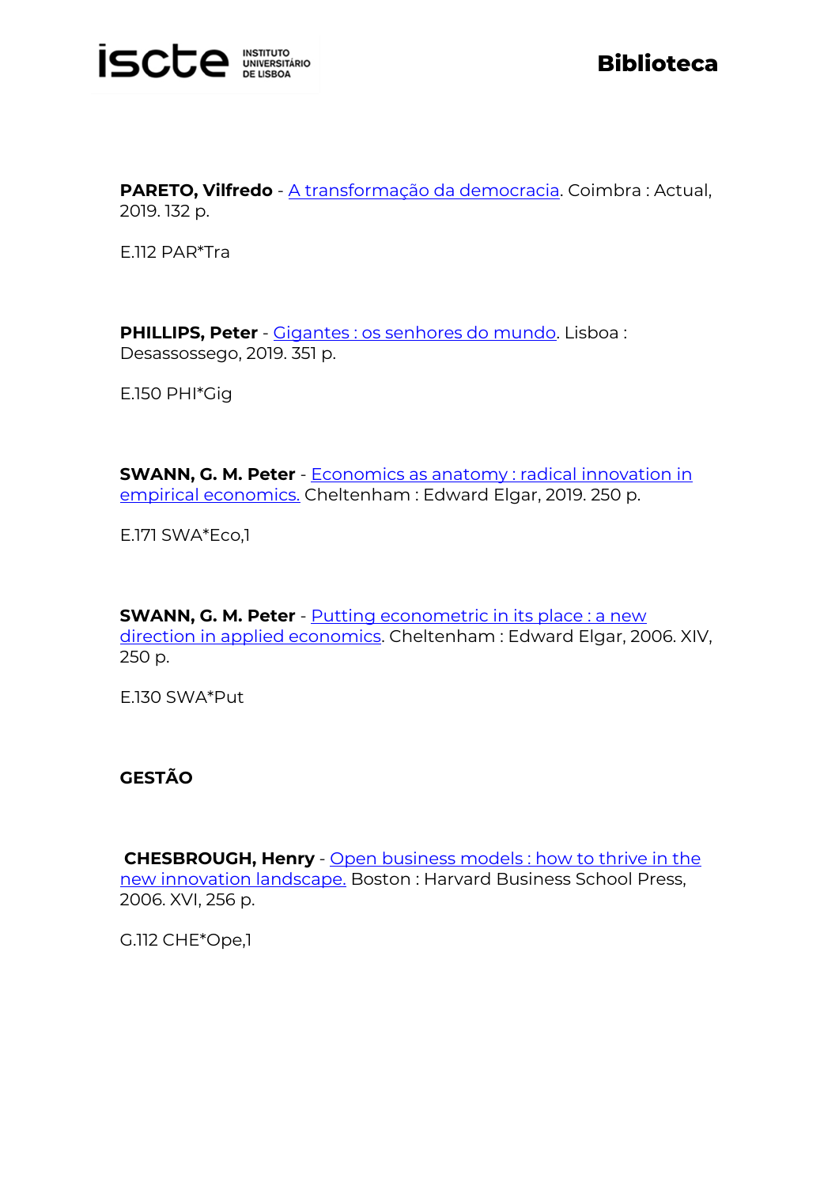**PARETO, Vilfredo** - A transformação da democracia. Coimbra : Actual, 2019. 132 p.

E.112 PAR*Tra

**PHILLIPS, Peter** - Gigantes : os senhores do mundo. Lisboa : Desassossego, 2019. 351 p.

E.150 PHI*Gig

**SWANN, G. M. Peter** - Economics as anatomy : radical innovation in empirical economics. Cheltenham : Edward Elgar, 2019. 250 p.

E.171 SWA*Eco,1

**SWANN, G. M. Peter** - Putting econometric in its place : a new direction in applied economics. Cheltenham : Edward Elgar, 2006. XIV, 250 p.

E.130 SWA*Put

## GESTÃO

**CHESBROUGH, Henry** - Open business models : how to thrive in the new innovation landscape. Boston : Harvard Business School Press, 2006. XVI, 256 p.

G.112 CHE*Ope,1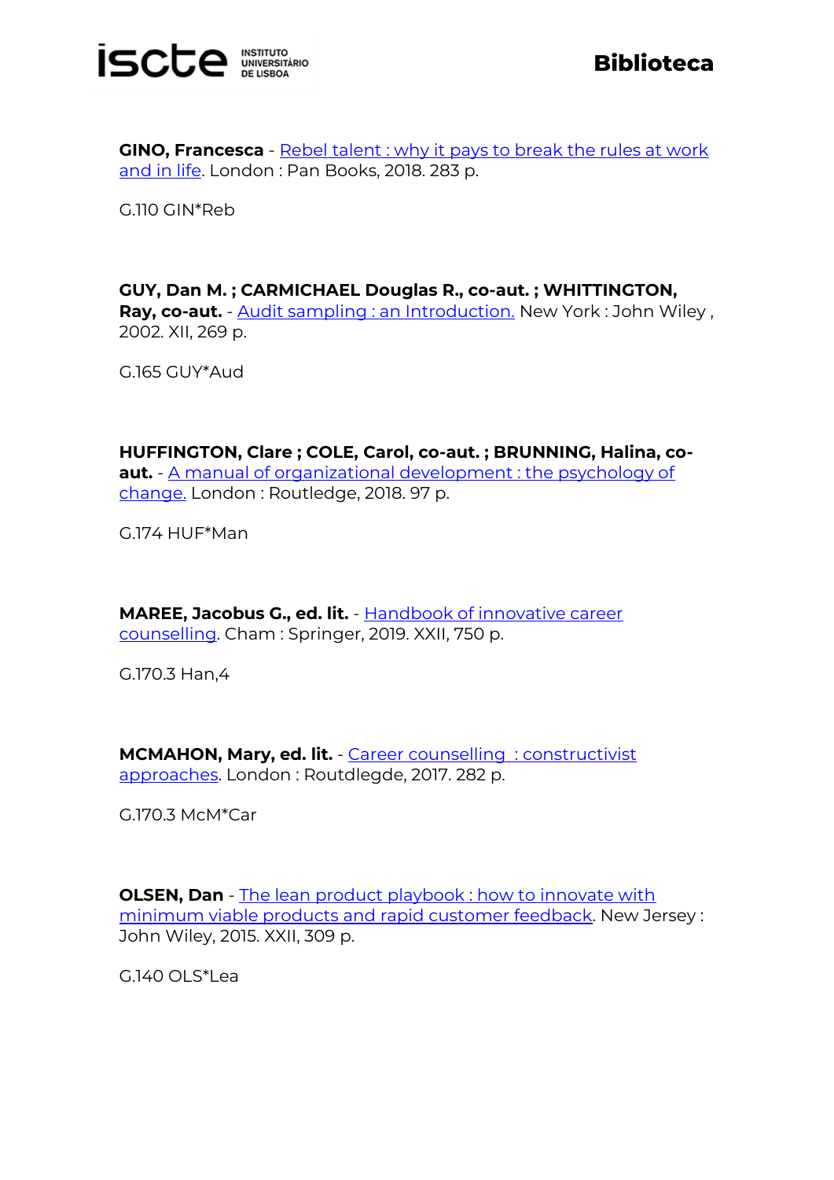**GINO, Francesca** - Rebel talent : why it pays to break the rules at work and in life. London : Pan Books, 2018. 283 p.

G.110 GIN*Reb

**GUY, Dan M. ; CARMICHAEL Douglas R., co-aut. ; WHITTINGTON, Ray, co-aut.** - Audit sampling : an Introduction. New York : John Wiley , 2002. XII, 269 p.

G.165 GUY*Aud

**HUFFINGTON, Clare ; COLE, Carol, co-aut. ; BRUNNING, Halina, co-aut.** - A manual of organizational development : the psychology of change. London : Routledge, 2018. 97 p.

G.174 HUF*Man

**MAREE, Jacobus G., ed. lit.** - Handbook of innovative career counselling. Cham : Springer, 2019. XXII, 750 p.

G.170.3 Han,4

**MCMAHON, Mary, ed. lit.** - Career counselling  : constructivist approaches. London : Routdlegde, 2017. 282 p.

G.170.3 McM*Car

**OLSEN, Dan** - The lean product playbook : how to innovate with minimum viable products and rapid customer feedback. New Jersey : John Wiley, 2015. XXII, 309 p.

G.140 OLS*Lea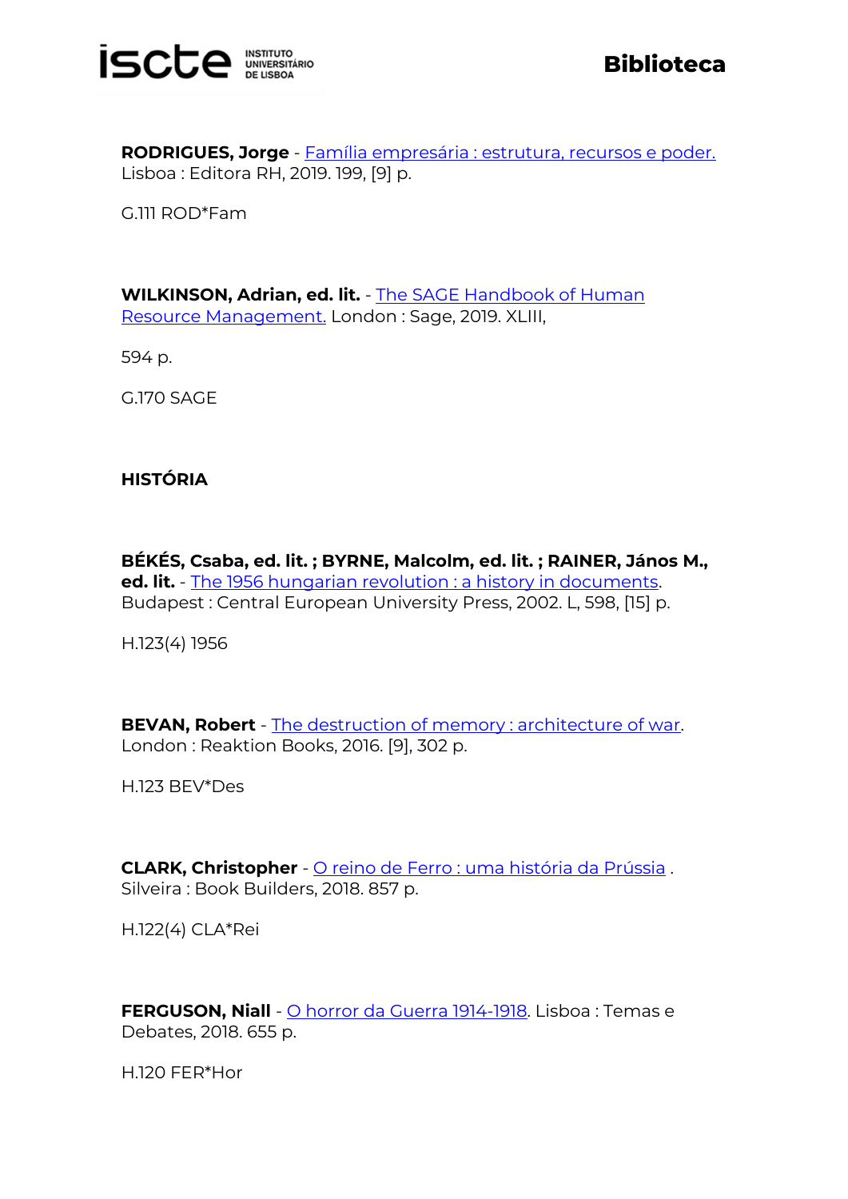**RODRIGUES, Jorge** - Família empresária : estrutura, recursos e poder. Lisboa : Editora RH, 2019. 199, [9] p.

G.111 ROD*Fam

**WILKINSON, Adrian, ed. lit.** - The SAGE Handbook of Human Resource Management. London : Sage, 2019. XLIII,

594 p.

G.170 SAGE

**HISTÓRIA**

**BÉKÉS, Csaba, ed. lit. ; BYRNE, Malcolm, ed. lit. ; RAINER, János M., ed. lit.** - The 1956 hungarian revolution : a history in documents. Budapest : Central European University Press, 2002. L, 598, [15] p.

H.123(4) 1956

**BEVAN, Robert** - The destruction of memory : architecture of war. London : Reaktion Books, 2016. [9], 302 p.

H.123 BEV*Des

**CLARK, Christopher** - O reino de Ferro : uma história da Prússia . Silveira : Book Builders, 2018. 857 p.

H.122(4) CLA*Rei

**FERGUSON, Niall** - O horror da Guerra 1914-1918. Lisboa : Temas e Debates, 2018. 655 p.

H.120 FER*Hor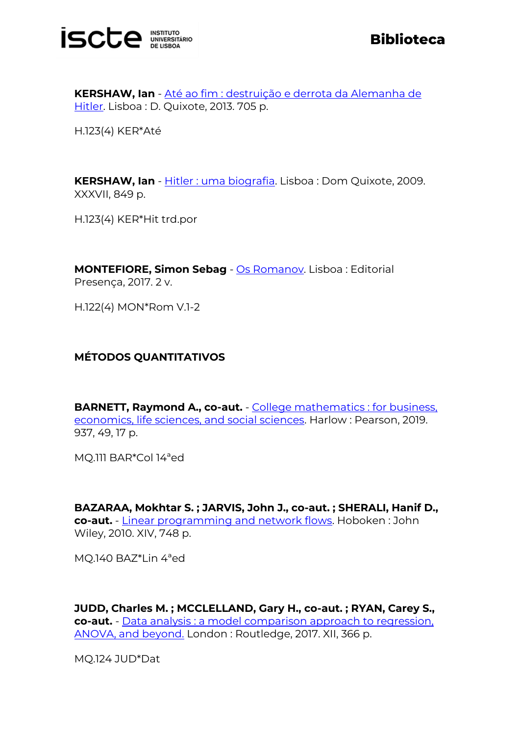**KERSHAW, Ian** - Até ao fim : destruição e derrota da Alemanha de Hitler. Lisboa : D. Quixote, 2013. 705 p.

H.123(4) KER*Até

**KERSHAW, Ian** - Hitler : uma biografia. Lisboa : Dom Quixote, 2009. XXXVII, 849 p.

H.123(4) KER*Hit trd.por

**MONTEFIORE, Simon Sebag** - Os Romanov. Lisboa : Editorial Presença, 2017. 2 v.

H.122(4) MON*Rom V.1-2

## MÉTODOS QUANTITATIVOS

**BARNETT, Raymond A., co-aut.** - College mathematics : for business, economics, life sciences, and social sciences. Harlow : Pearson, 2019. 937, 49, 17 p.

MQ.111 BAR*Col 14ªed

**BAZARAA, Mokhtar S. ; JARVIS, John J., co-aut. ; SHERALI, Hanif D., co-aut.** - Linear programming and network flows. Hoboken : John Wiley, 2010. XIV, 748 p.

MQ.140 BAZ*Lin 4ªed

**JUDD, Charles M. ; MCCLELLAND, Gary H., co-aut. ; RYAN, Carey S., co-aut.** - Data analysis : a model comparison approach to regression, ANOVA, and beyond. London : Routledge, 2017. XII, 366 p.

MQ.124 JUD*Dat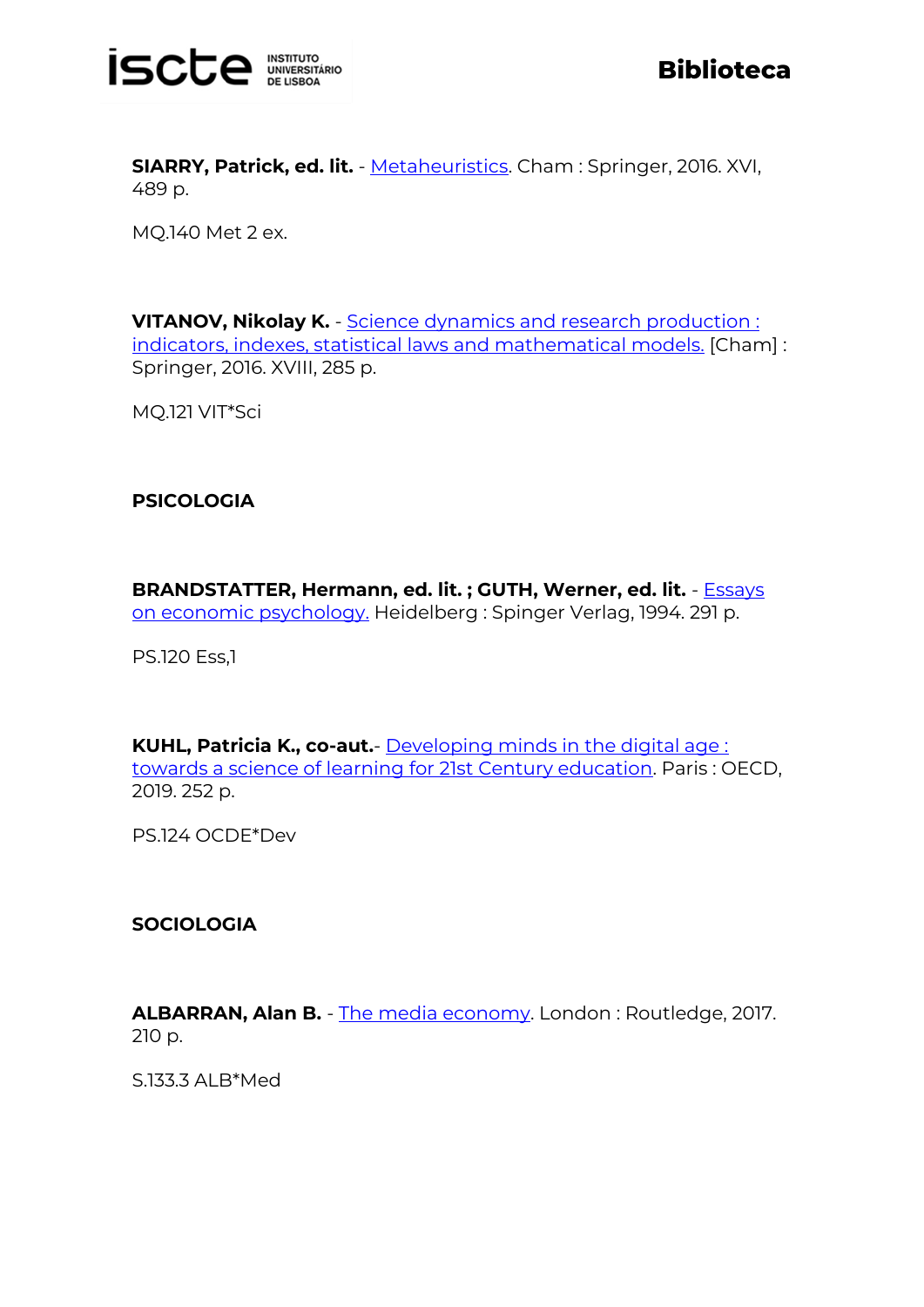**SIARRY, Patrick, ed. lit.** - Metaheuristics. Cham : Springer, 2016. XVI, 489 p.

MQ.140 Met 2 ex.

**VITANOV, Nikolay K.** - Science dynamics and research production : indicators, indexes, statistical laws and mathematical models. [Cham] : Springer, 2016. XVIII, 285 p.

MQ.121 VIT*Sci

## PSICOLOGIA

**BRANDSTATTER, Hermann, ed. lit. ; GUTH, Werner, ed. lit.** - Essays on economic psychology. Heidelberg : Spinger Verlag, 1994. 291 p.

PS.120 Ess,1

**KUHL, Patricia K., co-aut.**- Developing minds in the digital age : towards a science of learning for 21st Century education. Paris : OECD, 2019. 252 p.

PS.124 OCDE*Dev

## SOCIOLOGIA

**ALBARRAN, Alan B.** - The media economy. London : Routledge, 2017. 210 p.

S.133.3 ALB*Med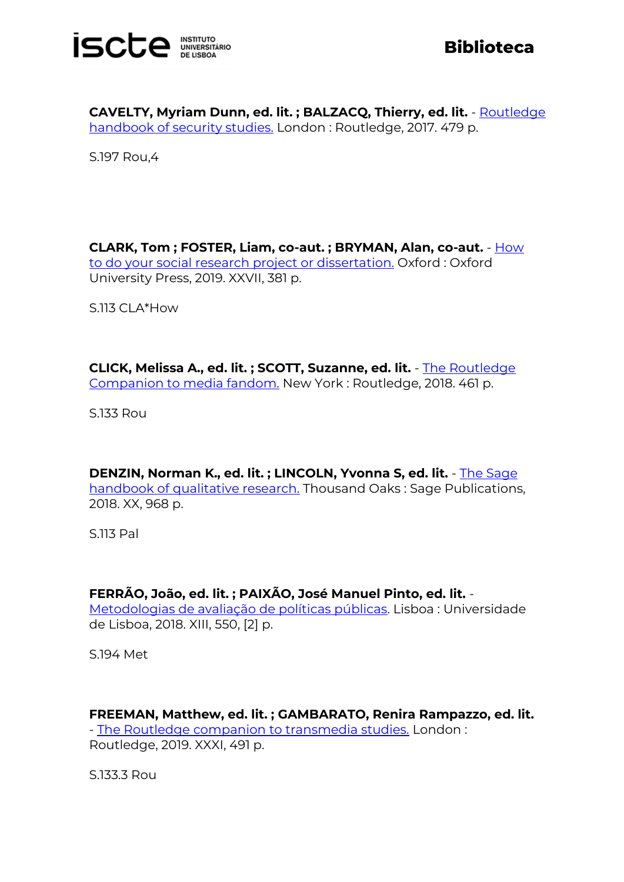**CAVELTY, Myriam Dunn, ed. lit. ; BALZACQ, Thierry, ed. lit.** - Routledge handbook of security studies. London : Routledge, 2017. 479 p.

S.197 Rou,4

**CLARK, Tom ; FOSTER, Liam, co-aut. ; BRYMAN, Alan, co-aut.** - How to do your social research project or dissertation. Oxford : Oxford University Press, 2019. XXVII, 381 p.

S.113 CLA*How

**CLICK, Melissa A., ed. lit. ; SCOTT, Suzanne, ed. lit.** - The Routledge Companion to media fandom. New York : Routledge, 2018. 461 p.

S.133 Rou

**DENZIN, Norman K., ed. lit. ; LINCOLN, Yvonna S, ed. lit.** - The Sage handbook of qualitative research. Thousand Oaks : Sage Publications, 2018. XX, 968 p.

S.113 Pal

**FERRÃO, João, ed. lit. ; PAIXÃO, José Manuel Pinto, ed. lit.** - Metodologias de avaliação de políticas públicas. Lisboa : Universidade de Lisboa, 2018. XIII, 550, [2] p.

S.194 Met

**FREEMAN, Matthew, ed. lit. ; GAMBARATO, Renira Rampazzo, ed. lit.** - The Routledge companion to transmedia studies. London : Routledge, 2019. XXXI, 491 p.

S.133.3 Rou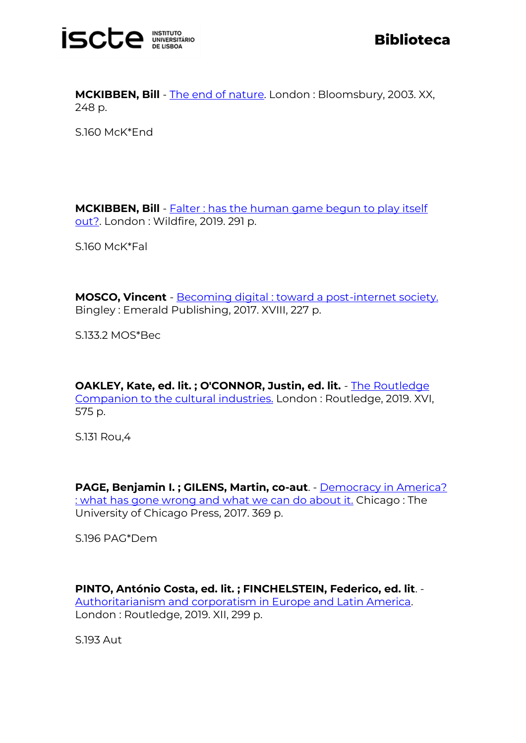**MCKIBBEN, Bill** - The end of nature. London : Bloomsbury, 2003. XX, 248 p.

S.160 McK*End

**MCKIBBEN, Bill** - Falter : has the human game begun to play itself out?. London : Wildfire, 2019. 291 p.

S.160 McK*Fal

**MOSCO, Vincent** - Becoming digital : toward a post-internet society. Bingley : Emerald Publishing, 2017. XVIII, 227 p.

S.133.2 MOS*Bec

**OAKLEY, Kate, ed. lit. ; O'CONNOR, Justin, ed. lit.** - The Routledge Companion to the cultural industries. London : Routledge, 2019. XVI, 575 p.

S.131 Rou,4

**PAGE, Benjamin I. ; GILENS, Martin, co-aut**. - Democracy in America? : what has gone wrong and what we can do about it. Chicago : The University of Chicago Press, 2017. 369 p.

S.196 PAG*Dem

**PINTO, António Costa, ed. lit. ; FINCHELSTEIN, Federico, ed. lit**. - Authoritarianism and corporatism in Europe and Latin America. London : Routledge, 2019. XII, 299 p.

S.193 Aut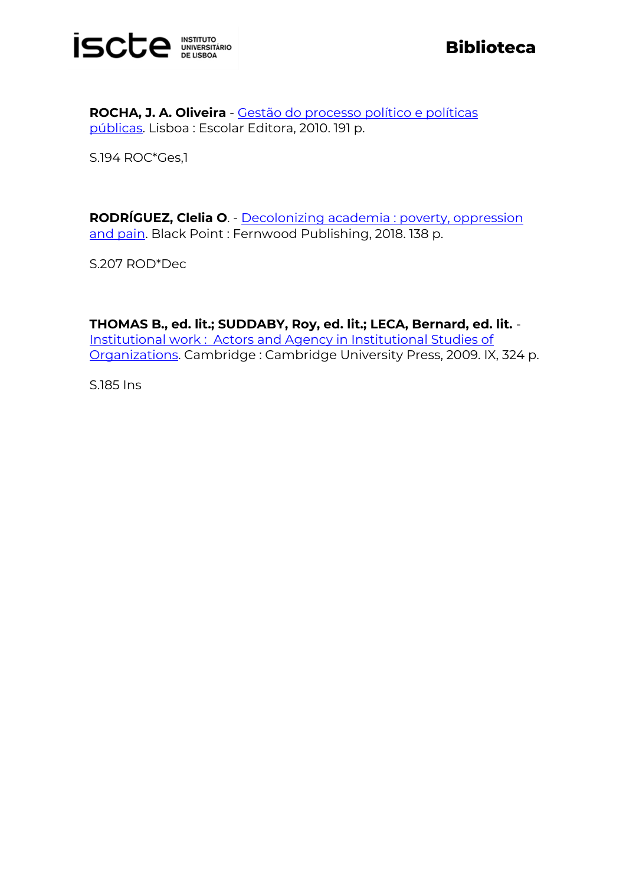**ROCHA, J. A. Oliveira** - Gestão do processo político e políticas públicas. Lisboa : Escolar Editora, 2010. 191 p.

S.194 ROC*Ges,1

**RODRÍGUEZ, Clelia O**. - Decolonizing academia : poverty, oppression and pain. Black Point : Fernwood Publishing, 2018. 138 p.

S.207 ROD*Dec

**THOMAS B., ed. lit.; SUDDABY, Roy, ed. lit.; LECA, Bernard, ed. lit.** - Institutional work : Actors and Agency in Institutional Studies of Organizations. Cambridge : Cambridge University Press, 2009. IX, 324 p.

S.185 Ins